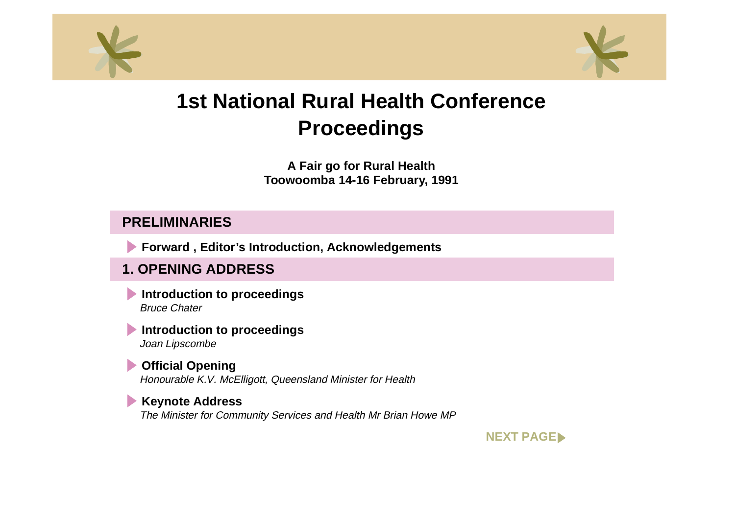# 1st National Rural Health Conference Proceedings

**A Fair go for Rural Health**
**Toowoomba 14-16 February, 1991**

## PRELIMINARIES

- **Forward , Editor's Introduction, Acknowledgements**

## 1. OPENING ADDRESS

- **Introduction to proceedings**
  *Bruce Chater*

- **Introduction to proceedings**
  *Joan Lipscombe*

- **Official Opening**
  *Honourable K.V. McElligott, Queensland Minister for Health*

- **Keynote Address**
  *The Minister for Community Services and Health Mr Brian Howe MP*

NEXT PAGE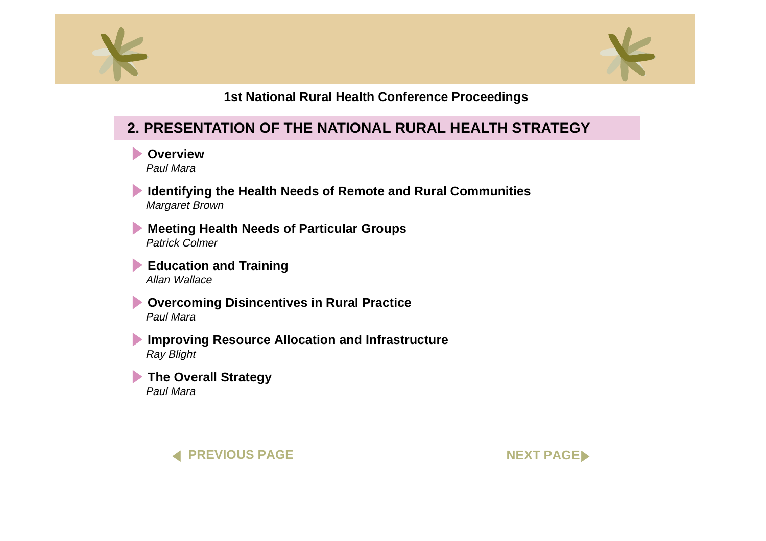1st National Rural Health Conference Proceedings

## 2. PRESENTATION OF THE NATIONAL RURAL HEALTH STRATEGY

- **Overview**
  *Paul Mara*

- **Identifying the Health Needs of Remote and Rural Communities**
  *Margaret Brown*

- **Meeting Health Needs of Particular Groups**
  *Patrick Colmer*

- **Education and Training**
  *Allan Wallace*

- **Overcoming Disincentives in Rural Practice**
  *Paul Mara*

- **Improving Resource Allocation and Infrastructure**
  *Ray Blight*

- **The Overall Strategy**
  *Paul Mara*

PREVIOUS PAGE

NEXT PAGE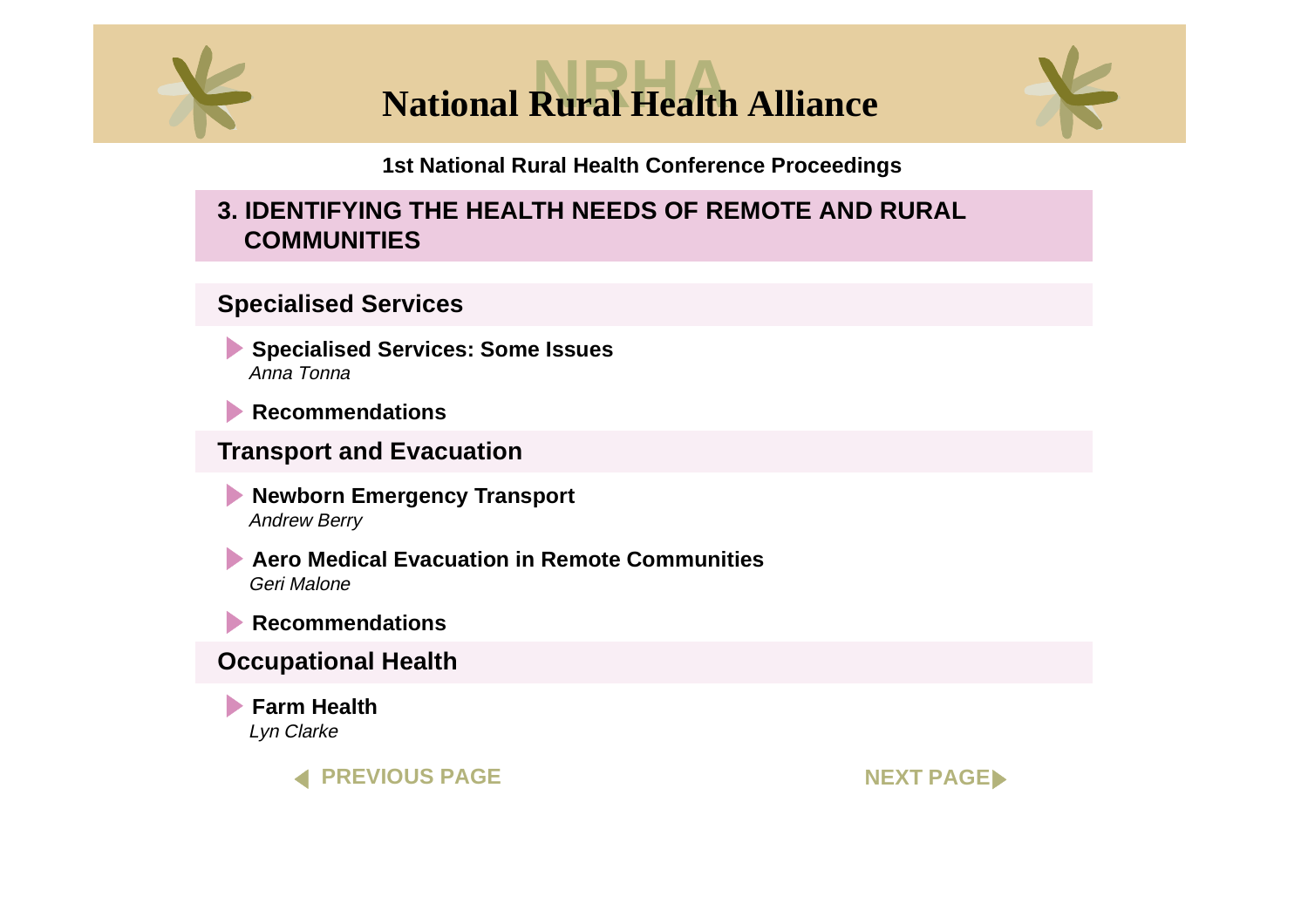# National Rural Health Alliance

**1st National Rural Health Conference Proceedings**

## 3. IDENTIFYING THE HEALTH NEEDS OF REMOTE AND RURAL COMMUNITIES

### Specialised Services

- **Specialised Services: Some Issues**
  *Anna Tonna*
- **Recommendations**

### Transport and Evacuation

- **Newborn Emergency Transport**
  *Andrew Berry*
- **Aero Medical Evacuation in Remote Communities**
  *Geri Malone*
- **Recommendations**

### Occupational Health

- **Farm Health**
  *Lyn Clarke*

PREVIOUS PAGE NEXT PAGE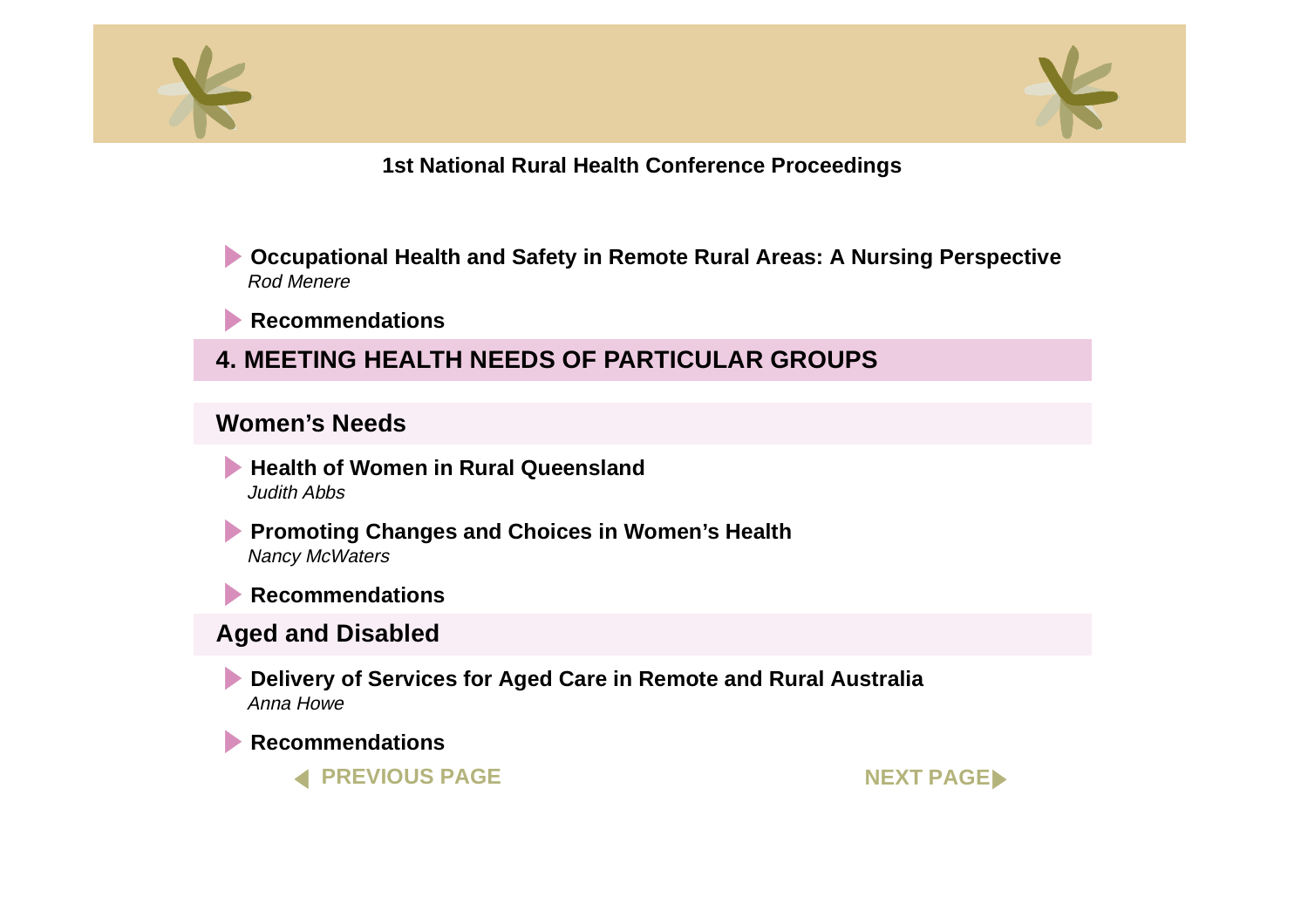- **Occupational Health and Safety in Remote Rural Areas: A Nursing Perspective**
  *Rod Menere*

- **Recommendations**

## 4. MEETING HEALTH NEEDS OF PARTICULAR GROUPS

### Women's Needs

- **Health of Women in Rural Queensland**
  *Judith Abbs*

- **Promoting Changes and Choices in Women's Health**
  *Nancy McWaters*

- **Recommendations**

### Aged and Disabled

- **Delivery of Services for Aged Care in Remote and Rural Australia**
  *Anna Howe*

- **Recommendations**

PREVIOUS PAGE | NEXT PAGE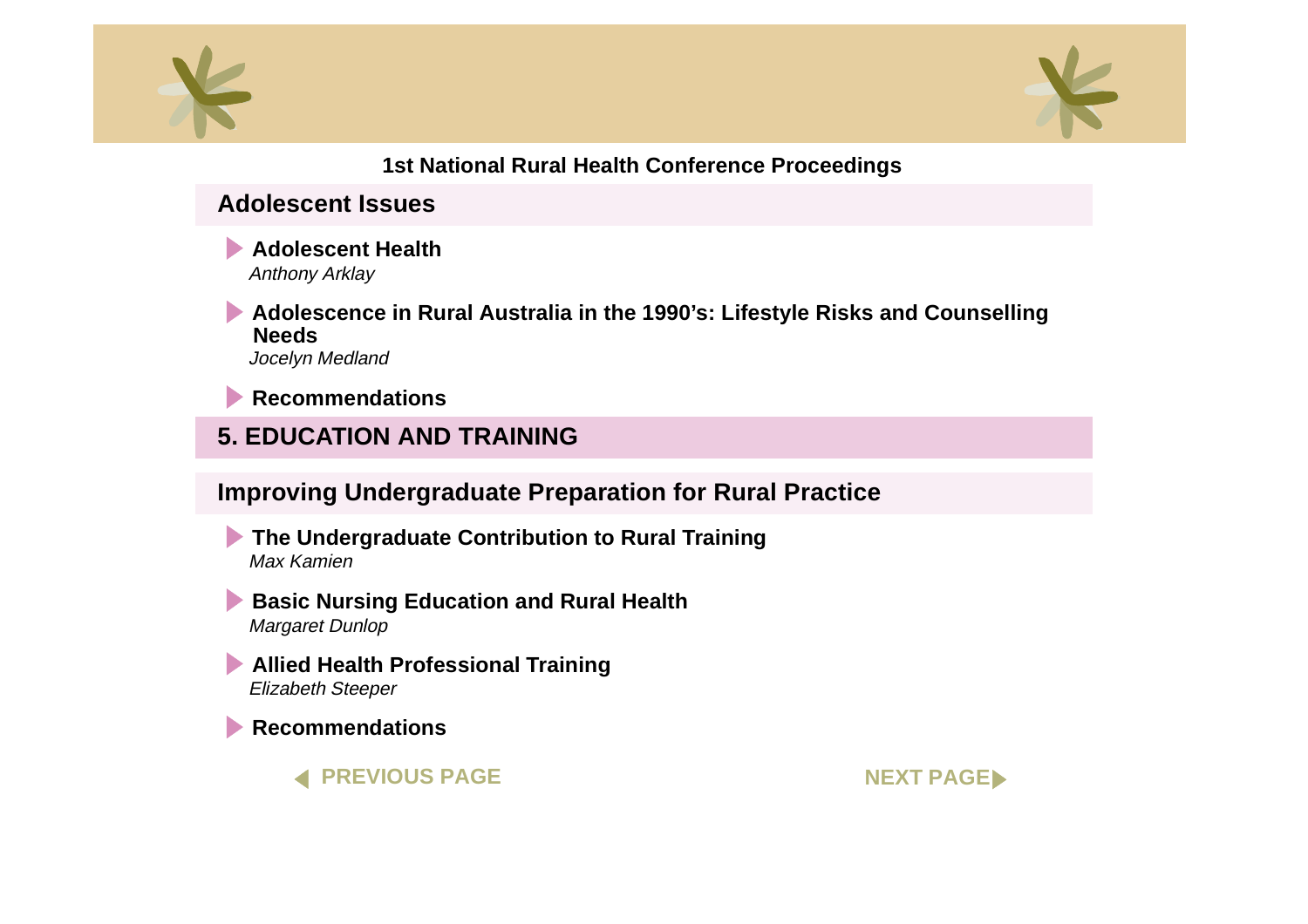## Adolescent Issues

- **Adolescent Health**
  *Anthony Arklay*

- **Adolescence in Rural Australia in the 1990's: Lifestyle Risks and Counselling Needs**
  *Jocelyn Medland*

- **Recommendations**

# 5. EDUCATION AND TRAINING

## Improving Undergraduate Preparation for Rural Practice

- **The Undergraduate Contribution to Rural Training**
  *Max Kamien*

- **Basic Nursing Education and Rural Health**
  *Margaret Dunlop*

- **Allied Health Professional Training**
  *Elizabeth Steeper*

- **Recommendations**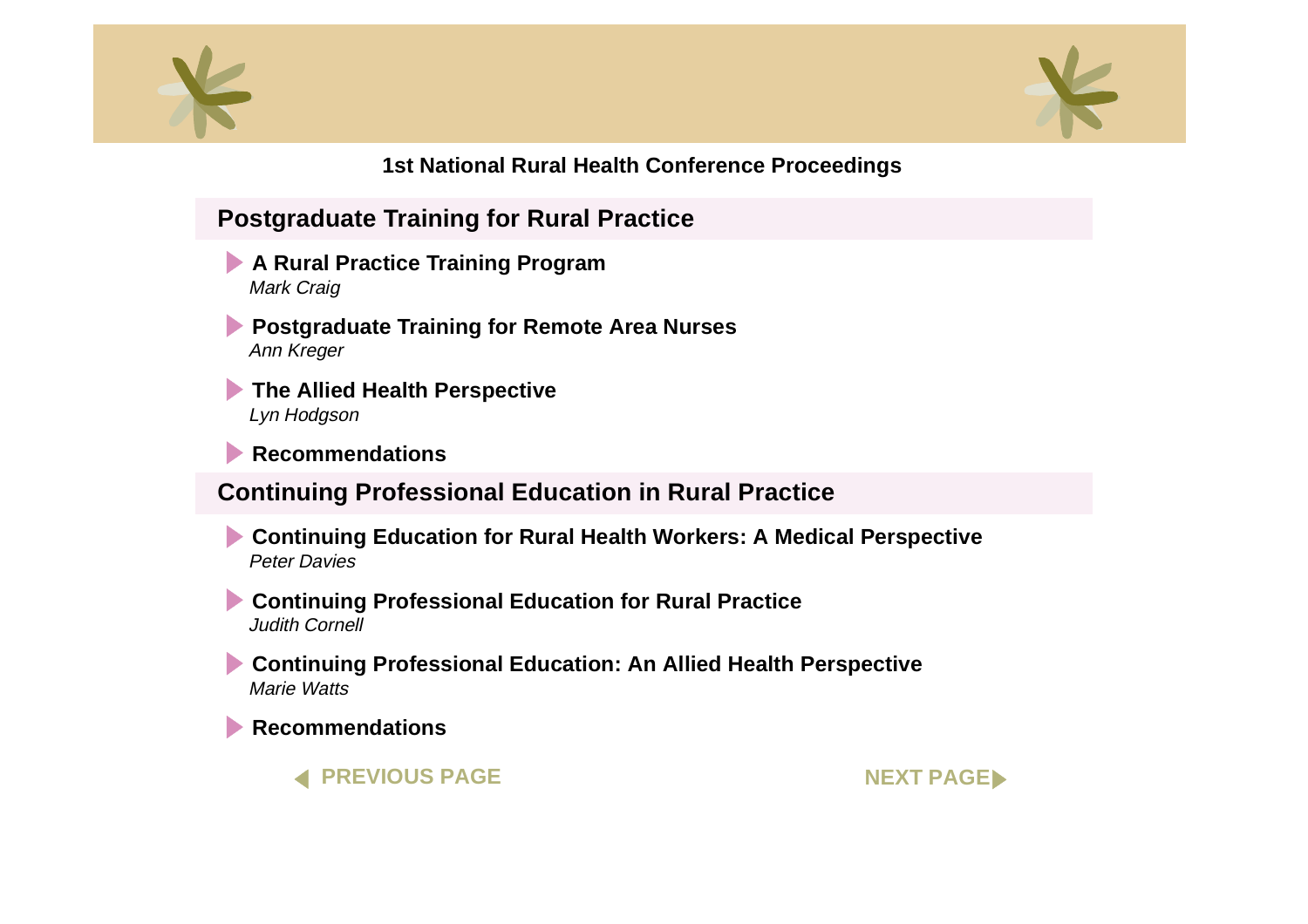1st National Rural Health Conference Proceedings

## Postgraduate Training for Rural Practice

- **A Rural Practice Training Program**
  *Mark Craig*
- **Postgraduate Training for Remote Area Nurses**
  *Ann Kreger*
- **The Allied Health Perspective**
  *Lyn Hodgson*
- **Recommendations**

## Continuing Professional Education in Rural Practice

- **Continuing Education for Rural Health Workers: A Medical Perspective**
  *Peter Davies*
- **Continuing Professional Education for Rural Practice**
  *Judith Cornell*
- **Continuing Professional Education: An Allied Health Perspective**
  *Marie Watts*
- **Recommendations**

PREVIOUS PAGE NEXT PAGE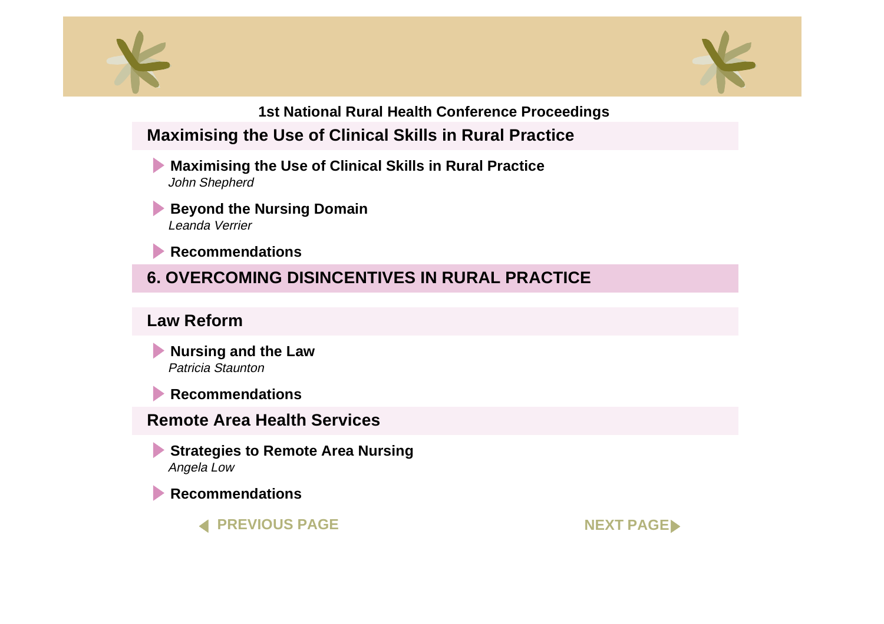## Maximising the Use of Clinical Skills in Rural Practice

- **Maximising the Use of Clinical Skills in Rural Practice**
  *John Shepherd*
- **Beyond the Nursing Domain**
  *Leanda Verrier*
- **Recommendations**

# 6. OVERCOMING DISINCENTIVES IN RURAL PRACTICE

## Law Reform

- **Nursing and the Law**
  *Patricia Staunton*
- **Recommendations**

## Remote Area Health Services

- **Strategies to Remote Area Nursing**
  *Angela Low*
- **Recommendations**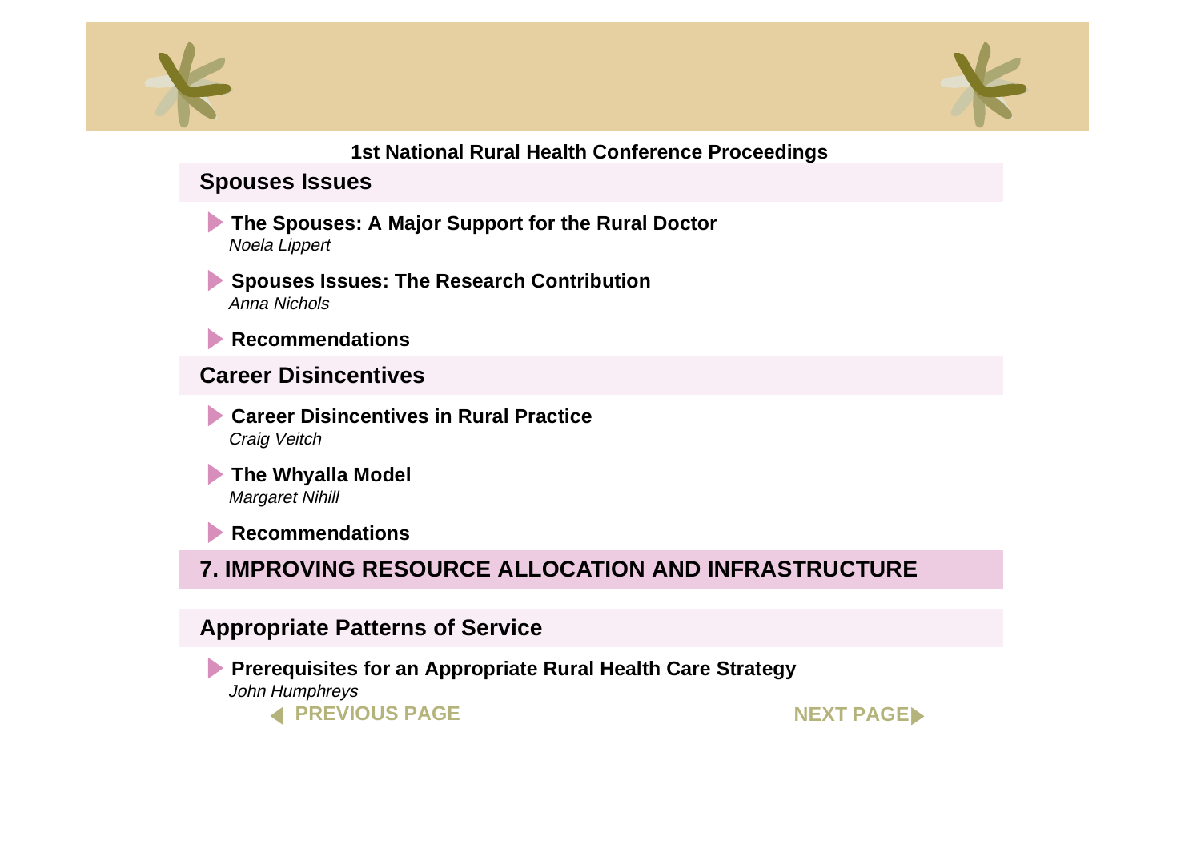## Spouses Issues

- **The Spouses: A Major Support for the Rural Doctor**
  *Noela Lippert*

- **Spouses Issues: The Research Contribution**
  *Anna Nichols*

- **Recommendations**

## Career Disincentives

- **Career Disincentives in Rural Practice**
  *Craig Veitch*

- **The Whyalla Model**
  *Margaret Nihill*

- **Recommendations**

# 7. IMPROVING RESOURCE ALLOCATION AND INFRASTRUCTURE

## Appropriate Patterns of Service

- **Prerequisites for an Appropriate Rural Health Care Strategy**
  *John Humphreys*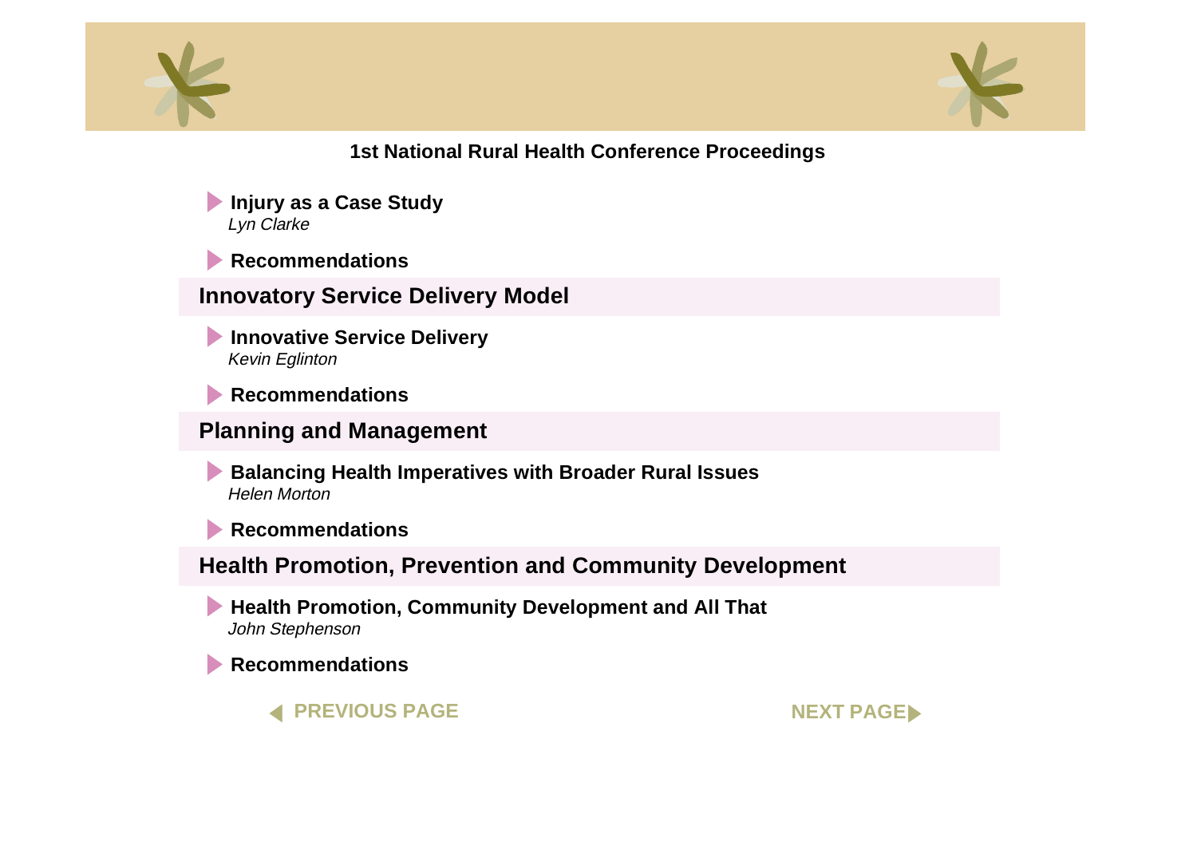# 1st National Rural Health Conference Proceedings

- **Injury as a Case Study**
  *Lyn Clarke*
- **Recommendations**

## Innovatory Service Delivery Model

- **Innovative Service Delivery**
  *Kevin Eglinton*
- **Recommendations**

## Planning and Management

- **Balancing Health Imperatives with Broader Rural Issues**
  *Helen Morton*
- **Recommendations**

## Health Promotion, Prevention and Community Development

- **Health Promotion, Community Development and All That**
  *John Stephenson*
- **Recommendations**

PREVIOUS PAGE NEXT PAGE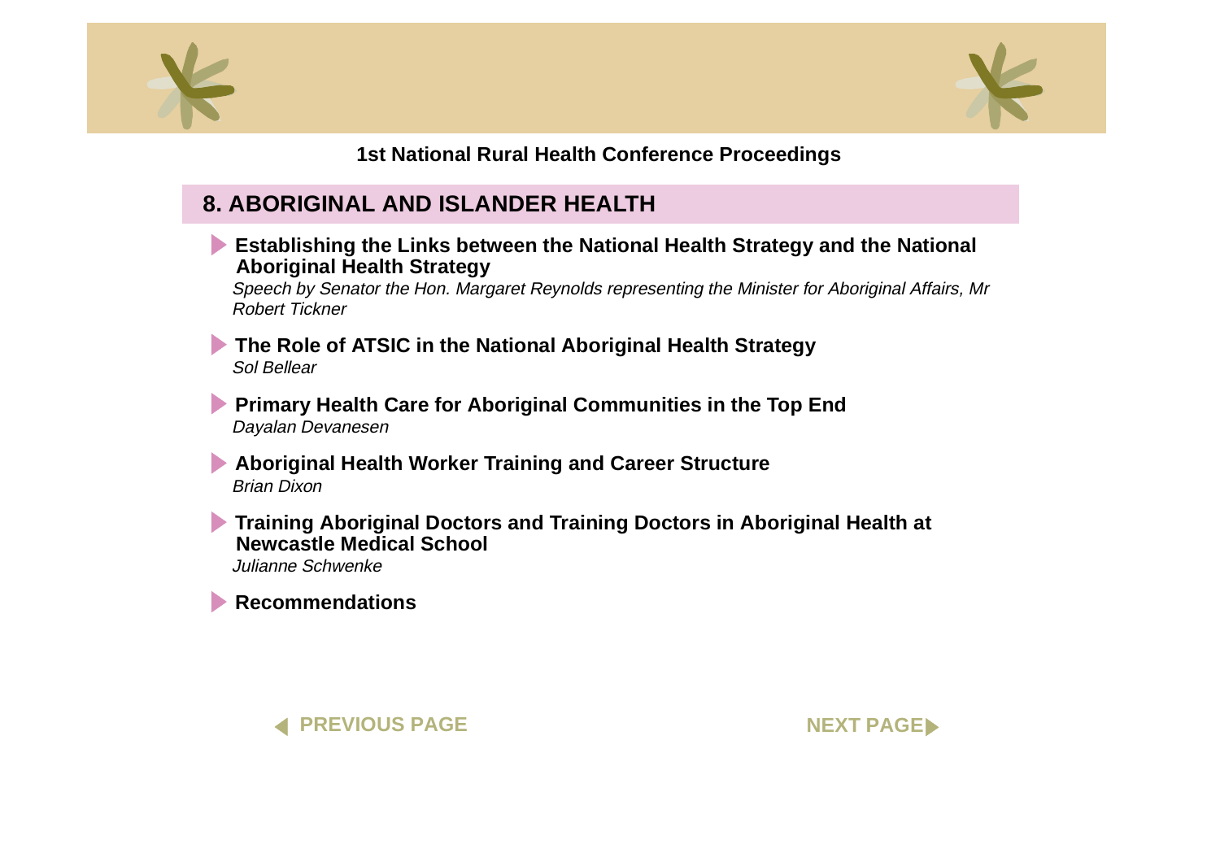1st National Rural Health Conference Proceedings

## 8. ABORIGINAL AND ISLANDER HEALTH

- **Establishing the Links between the National Health Strategy and the National Aboriginal Health Strategy**
  *Speech by Senator the Hon. Margaret Reynolds representing the Minister for Aboriginal Affairs, Mr Robert Tickner*

- **The Role of ATSIC in the National Aboriginal Health Strategy**
  *Sol Bellear*

- **Primary Health Care for Aboriginal Communities in the Top End**
  *Dayalan Devanesen*

- **Aboriginal Health Worker Training and Career Structure**
  *Brian Dixon*

- **Training Aboriginal Doctors and Training Doctors in Aboriginal Health at Newcastle Medical School**
  *Julianne Schwenke*

- **Recommendations**

PREVIOUS PAGE NEXT PAGE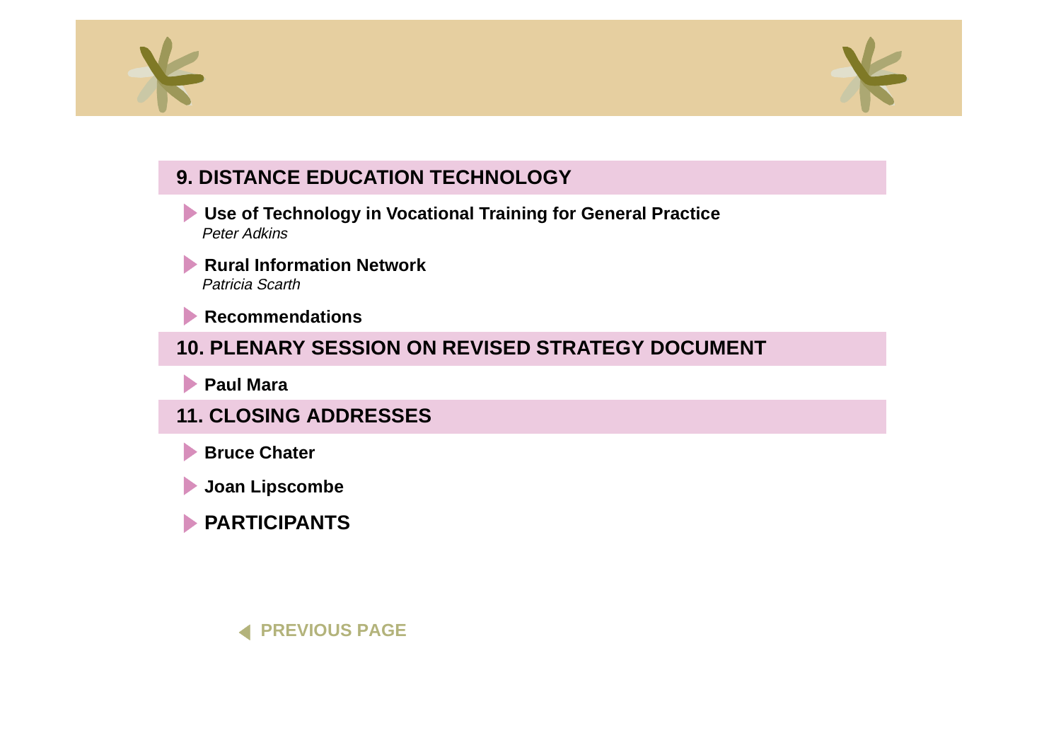## 9. DISTANCE EDUCATION TECHNOLOGY

- **Use of Technology in Vocational Training for General Practice**
  *Peter Adkins*
- **Rural Information Network**
  *Patricia Scarth*
- **Recommendations**

## 10. PLENARY SESSION ON REVISED STRATEGY DOCUMENT

- **Paul Mara**

## 11. CLOSING ADDRESSES

- **Bruce Chater**
- **Joan Lipscombe**
- **PARTICIPANTS**

**PREVIOUS PAGE**